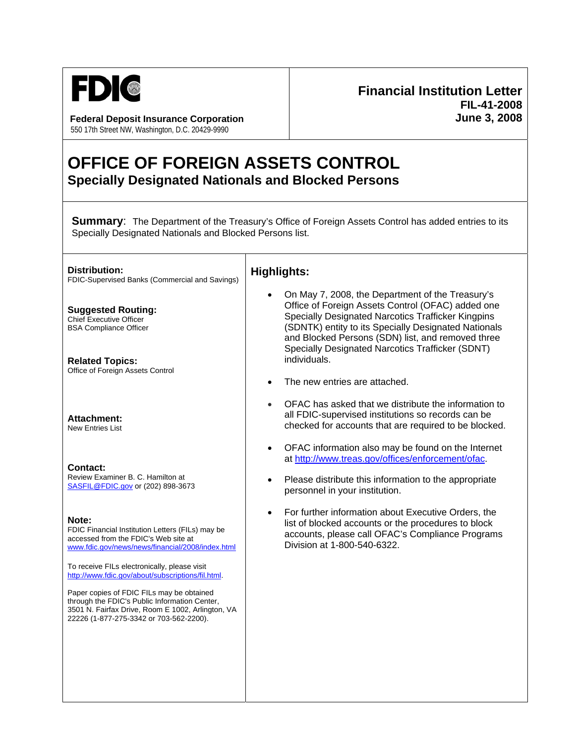**FDIC**

**Federal Deposit Insurance Corporation**
550 17th Street NW, Washington, D.C. 20429-9990

**Financial Institution Letter**
**FIL-41-2008**
**June 3, 2008**

# OFFICE OF FOREIGN ASSETS CONTROL

## Specially Designated Nationals and Blocked Persons

**Summary**: The Department of the Treasury's Office of Foreign Assets Control has added entries to its Specially Designated Nationals and Blocked Persons list.

**Distribution:**
FDIC-Supervised Banks (Commercial and Savings)

**Suggested Routing:**
Chief Executive Officer
BSA Compliance Officer

**Related Topics:**
Office of Foreign Assets Control

**Attachment:**
New Entries List

**Contact:**
Review Examiner B. C. Hamilton at SASFIL@FDIC.gov or (202) 898-3673

**Note:**
FDIC Financial Institution Letters (FILs) may be accessed from the FDIC's Web site at www.fdic.gov/news/news/financial/2008/index.html

To receive FILs electronically, please visit http://www.fdic.gov/about/subscriptions/fil.html.

Paper copies of FDIC FILs may be obtained through the FDIC's Public Information Center, 3501 N. Fairfax Drive, Room E 1002, Arlington, VA 22226 (1-877-275-3342 or 703-562-2200).

## Highlights:

- On May 7, 2008, the Department of the Treasury's Office of Foreign Assets Control (OFAC) added one Specially Designated Narcotics Trafficker Kingpins (SDNTK) entity to its Specially Designated Nationals and Blocked Persons (SDN) list, and removed three Specially Designated Narcotics Trafficker (SDNT) individuals.
- The new entries are attached.
- OFAC has asked that we distribute the information to all FDIC-supervised institutions so records can be checked for accounts that are required to be blocked.
- OFAC information also may be found on the Internet at http://www.treas.gov/offices/enforcement/ofac.
- Please distribute this information to the appropriate personnel in your institution.
- For further information about Executive Orders, the list of blocked accounts or the procedures to block accounts, please call OFAC's Compliance Programs Division at 1-800-540-6322.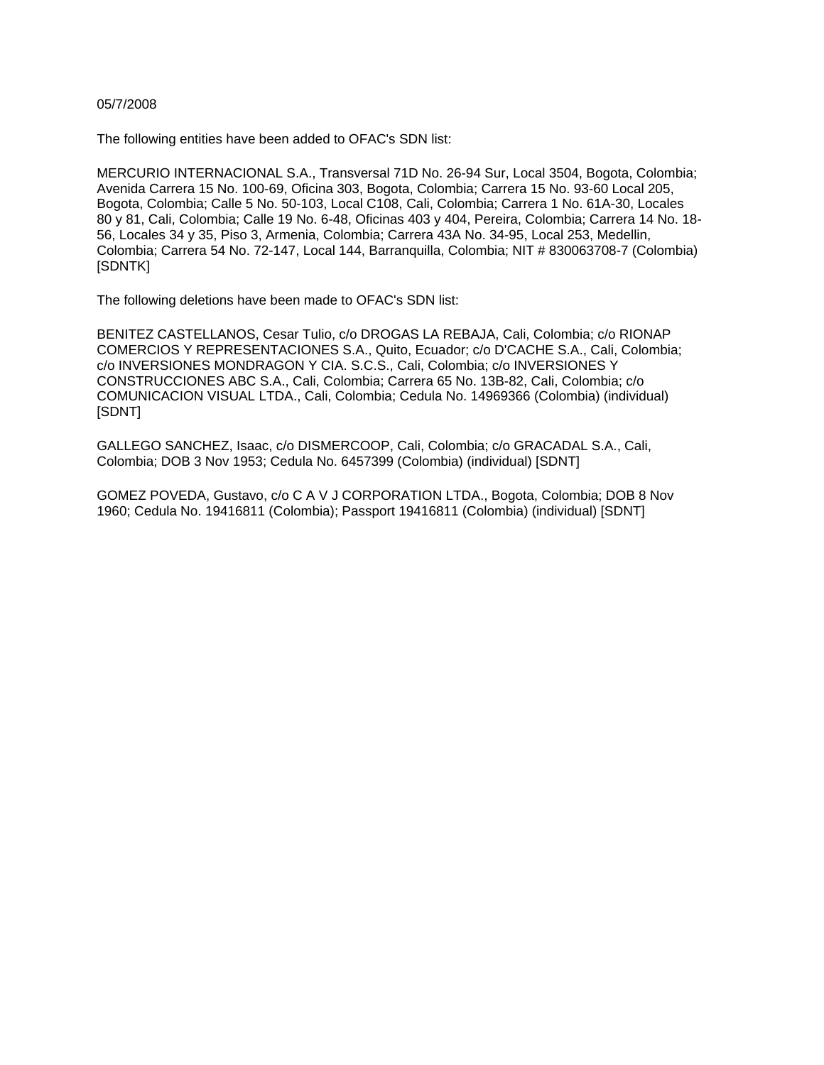05/7/2008

The following entities have been added to OFAC's SDN list:

MERCURIO INTERNACIONAL S.A., Transversal 71D No. 26-94 Sur, Local 3504, Bogota, Colombia; Avenida Carrera 15 No. 100-69, Oficina 303, Bogota, Colombia; Carrera 15 No. 93-60 Local 205, Bogota, Colombia; Calle 5 No. 50-103, Local C108, Cali, Colombia; Carrera 1 No. 61A-30, Locales 80 y 81, Cali, Colombia; Calle 19 No. 6-48, Oficinas 403 y 404, Pereira, Colombia; Carrera 14 No. 18-56, Locales 34 y 35, Piso 3, Armenia, Colombia; Carrera 43A No. 34-95, Local 253, Medellin, Colombia; Carrera 54 No. 72-147, Local 144, Barranquilla, Colombia; NIT # 830063708-7 (Colombia) [SDNTK]

The following deletions have been made to OFAC's SDN list:

BENITEZ CASTELLANOS, Cesar Tulio, c/o DROGAS LA REBAJA, Cali, Colombia; c/o RIONAP COMERCIOS Y REPRESENTACIONES S.A., Quito, Ecuador; c/o D'CACHE S.A., Cali, Colombia; c/o INVERSIONES MONDRAGON Y CIA. S.C.S., Cali, Colombia; c/o INVERSIONES Y CONSTRUCCIONES ABC S.A., Cali, Colombia; Carrera 65 No. 13B-82, Cali, Colombia; c/o COMUNICACION VISUAL LTDA., Cali, Colombia; Cedula No. 14969366 (Colombia) (individual) [SDNT]

GALLEGO SANCHEZ, Isaac, c/o DISMERCOOP, Cali, Colombia; c/o GRACADAL S.A., Cali, Colombia; DOB 3 Nov 1953; Cedula No. 6457399 (Colombia) (individual) [SDNT]

GOMEZ POVEDA, Gustavo, c/o C A V J CORPORATION LTDA., Bogota, Colombia; DOB 8 Nov 1960; Cedula No. 19416811 (Colombia); Passport 19416811 (Colombia) (individual) [SDNT]